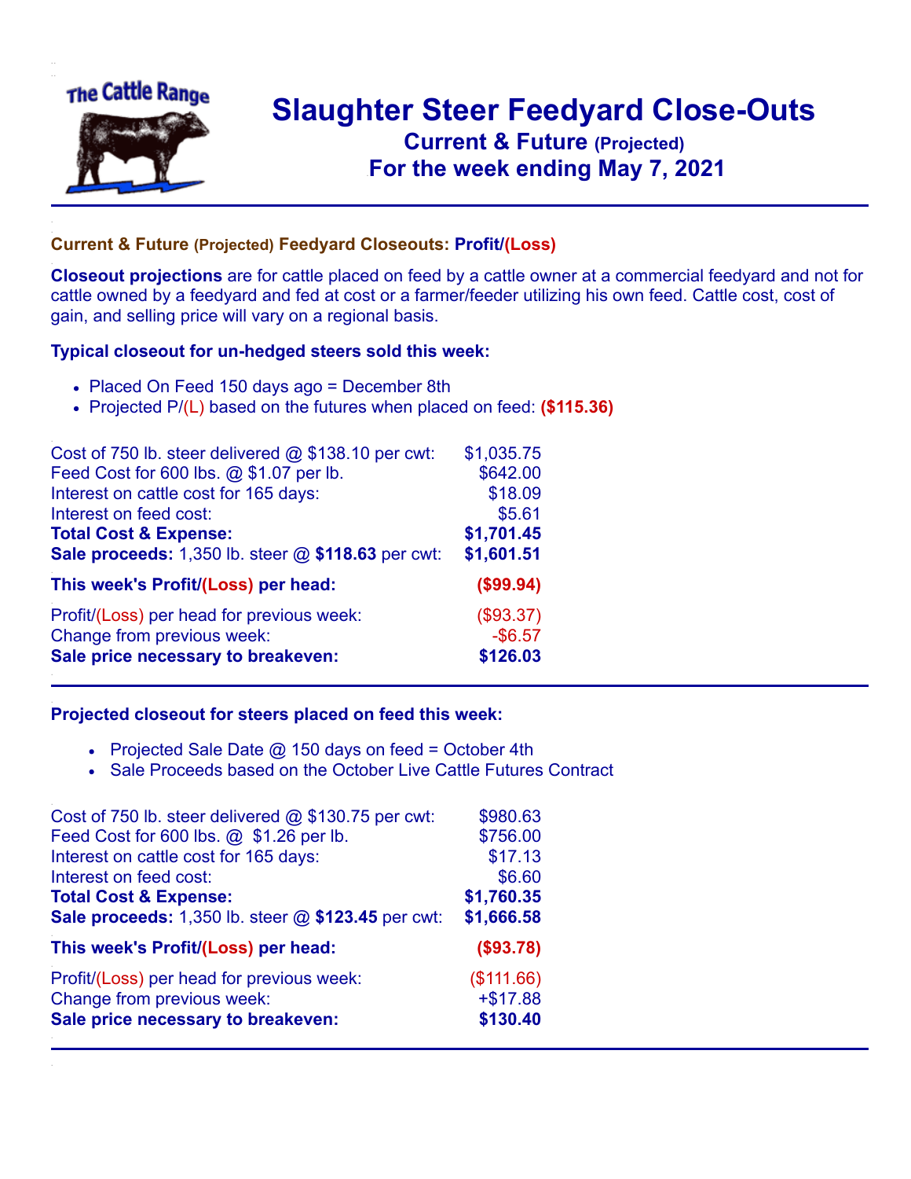The Cattle Range

# Slaughter Steer Feedyard Close-Outs

## Current & Future (Projected)
## For the week ending May 7, 2021

### Current & Future (Projected) Feedyard Closeouts: Profit/(Loss)

**Closeout projections** are for cattle placed on feed by a cattle owner at a commercial feedyard and not for cattle owned by a feedyard and fed at cost or a farmer/feeder utilizing his own feed. Cattle cost, cost of gain, and selling price will vary on a regional basis.

### Typical closeout for un-hedged steers sold this week:

- Placed On Feed 150 days ago = December 8th
- Projected P/(L) based on the futures when placed on feed: **($115.36)**

| | |
|---|---|
| Cost of 750 lb. steer delivered @ $138.10 per cwt: | $1,035.75 |
| Feed Cost for 600 lbs. @ $1.07 per lb. | $642.00 |
| Interest on cattle cost for 165 days: | $18.09 |
| Interest on feed cost: | $5.61 |
| **Total Cost & Expense:** | **$1,701.45** |
| **Sale proceeds:** 1,350 lb. steer @ **$118.63** per cwt: | **$1,601.51** |
| **This week's Profit/(Loss) per head:** | **($99.94)** |
| Profit/(Loss) per head for previous week: | ($93.37) |
| Change from previous week: | -$6.57 |
| **Sale price necessary to breakeven:** | **$126.03** |

### Projected closeout for steers placed on feed this week:

- Projected Sale Date @ 150 days on feed = October 4th
- Sale Proceeds based on the October Live Cattle Futures Contract

| | |
|---|---|
| Cost of 750 lb. steer delivered @ $130.75 per cwt: | $980.63 |
| Feed Cost for 600 lbs. @ $1.26 per lb. | $756.00 |
| Interest on cattle cost for 165 days: | $17.13 |
| Interest on feed cost: | $6.60 |
| **Total Cost & Expense:** | **$1,760.35** |
| **Sale proceeds:** 1,350 lb. steer @ **$123.45** per cwt: | **$1,666.58** |
| **This week's Profit/(Loss) per head:** | **($93.78)** |
| Profit/(Loss) per head for previous week: | ($111.66) |
| Change from previous week: | +$17.88 |
| **Sale price necessary to breakeven:** | **$130.40** |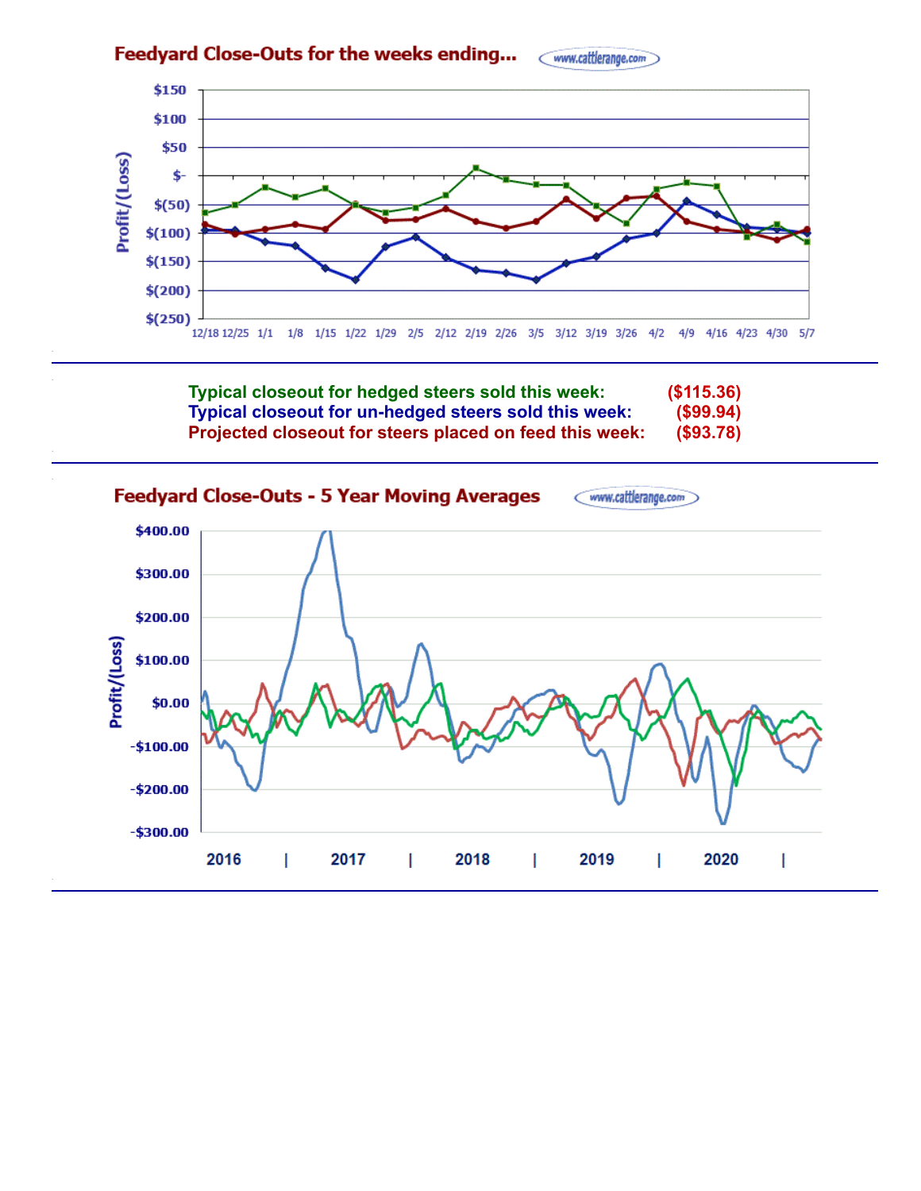## Feedyard Close-Outs for the weeks ending...

www.cattlerange.com

Profit/(Loss)

$150
$100
$50
$-
$(50)
$(100)
$(150)
$(200)
$(250)

12/18 12/25 1/1 1/8 1/15 1/22 1/29 2/5 2/12 2/19 2/26 3/5 3/12 3/19 3/26 4/2 4/9 4/16 4/23 4/30 5/7

**Typical closeout for hedged steers sold this week:** **($115.36)**
**Typical closeout for un-hedged steers sold this week:** **($99.94)**
**Projected closeout for steers placed on feed this week:** **($93.78)**

## Feedyard Close-Outs - 5 Year Moving Averages

www.cattlerange.com

Profit/(Loss)

$400.00
$300.00
$200.00
$100.00
$0.00
-$100.00
-$200.00
-$300.00

2016 | 2017 | 2018 | 2019 | 2020 |